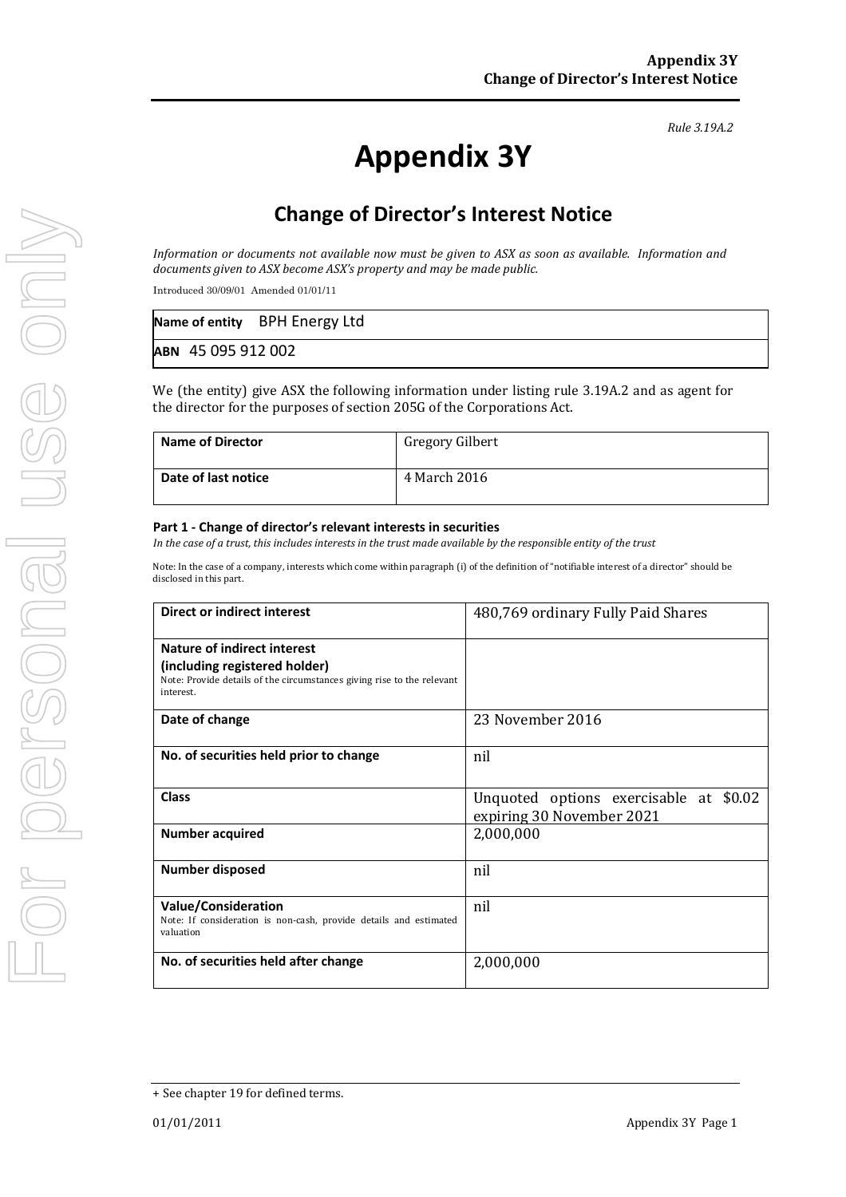*Rule 3.19A.2*

# Appendix 3Y

## Change of Director's Interest Notice

*Information or documents not available now must be given to ASX as soon as available. Information and documents given to ASX become ASX's property and may be made public.*

Introduced 30/09/01 Amended 01/01/11

| **Name of entity** BPH Energy Ltd |
|---|
| **ABN** 45 095 912 002 |

We (the entity) give ASX the following information under listing rule 3.19A.2 and as agent for the director for the purposes of section 205G of the Corporations Act.

| **Name of Director** | Gregory Gilbert |
|---|---|
| **Date of last notice** | 4 March 2016 |

#### Part 1 - Change of director's relevant interests in securities

*In the case of a trust, this includes interests in the trust made available by the responsible entity of the trust*

Note: In the case of a company, interests which come within paragraph (i) of the definition of "notifiable interest of a director" should be disclosed in this part.

| **Direct or indirect interest** | 480,769 ordinary Fully Paid Shares |
|---|---|
| **Nature of indirect interest (including registered holder)** Note: Provide details of the circumstances giving rise to the relevant interest. | |
| **Date of change** | 23 November 2016 |
| **No. of securities held prior to change** | nil |
| **Class** | Unquoted options exercisable at $0.02 expiring 30 November 2021 |
| **Number acquired** | 2,000,000 |
| **Number disposed** | nil |
| **Value/Consideration** Note: If consideration is non-cash, provide details and estimated valuation | nil |
| **No. of securities held after change** | 2,000,000 |

+ See chapter 19 for defined terms.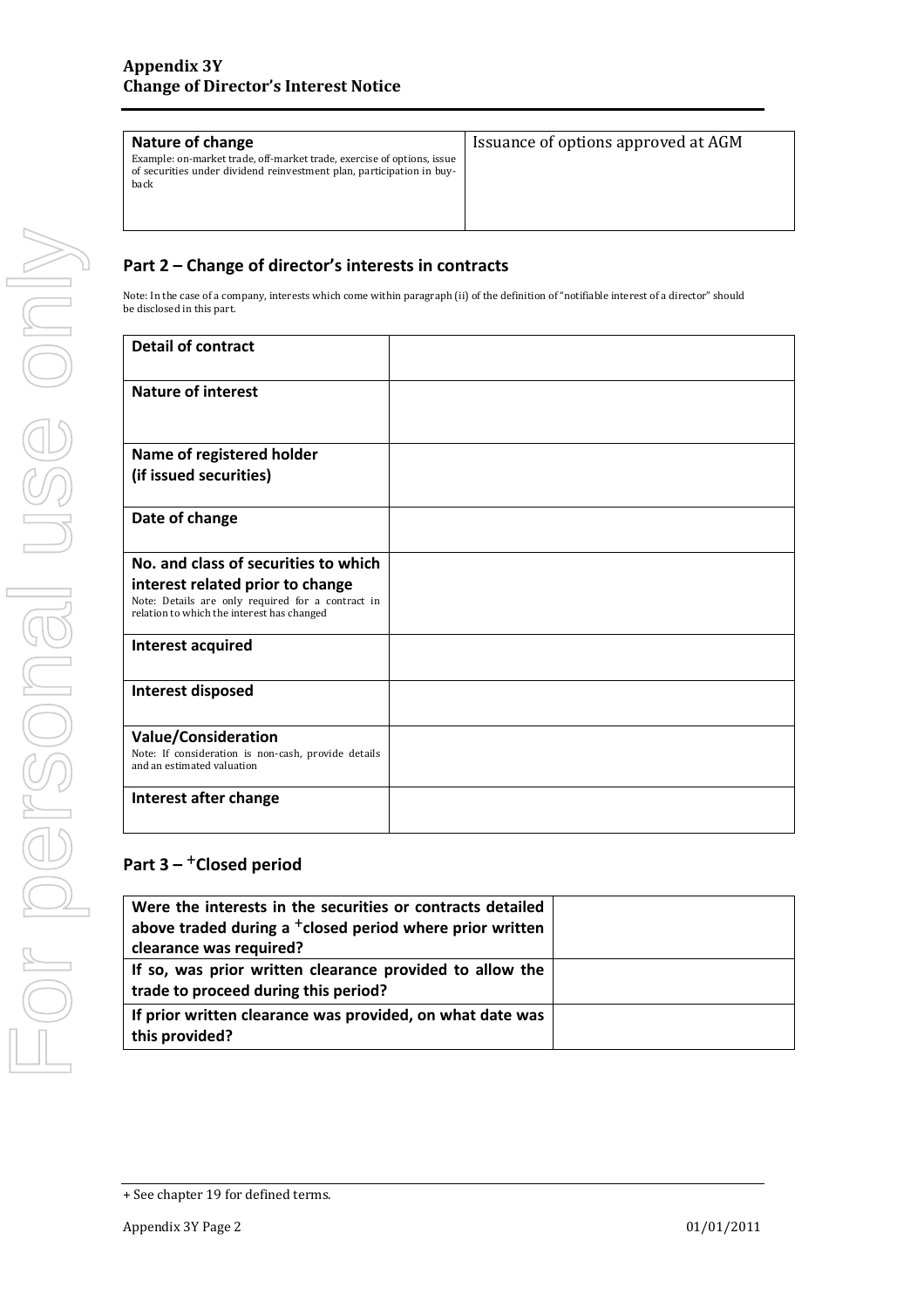| | |
|---|---|
| **Nature of change**<br>Example: on-market trade, off-market trade, exercise of options, issue of securities under dividend reinvestment plan, participation in buy-back | Issuance of options approved at AGM |

## Part 2 – Change of director's interests in contracts

Note: In the case of a company, interests which come within paragraph (ii) of the definition of "notifiable interest of a director" should be disclosed in this part.

| | |
|---|---|
| **Detail of contract** | |
| **Nature of interest** | |
| **Name of registered holder (if issued securities)** | |
| **Date of change** | |
| **No. and class of securities to which interest related prior to change**<br>Note: Details are only required for a contract in relation to which the interest has changed | |
| **Interest acquired** | |
| **Interest disposed** | |
| **Value/Consideration**<br>Note: If consideration is non-cash, provide details and an estimated valuation | |
| **Interest after change** | |

## Part 3 – +Closed period

| | |
|---|---|
| **Were the interests in the securities or contracts detailed above traded during a +closed period where prior written clearance was required?** | |
| **If so, was prior written clearance provided to allow the trade to proceed during this period?** | |
| **If prior written clearance was provided, on what date was this provided?** | |

+ See chapter 19 for defined terms.